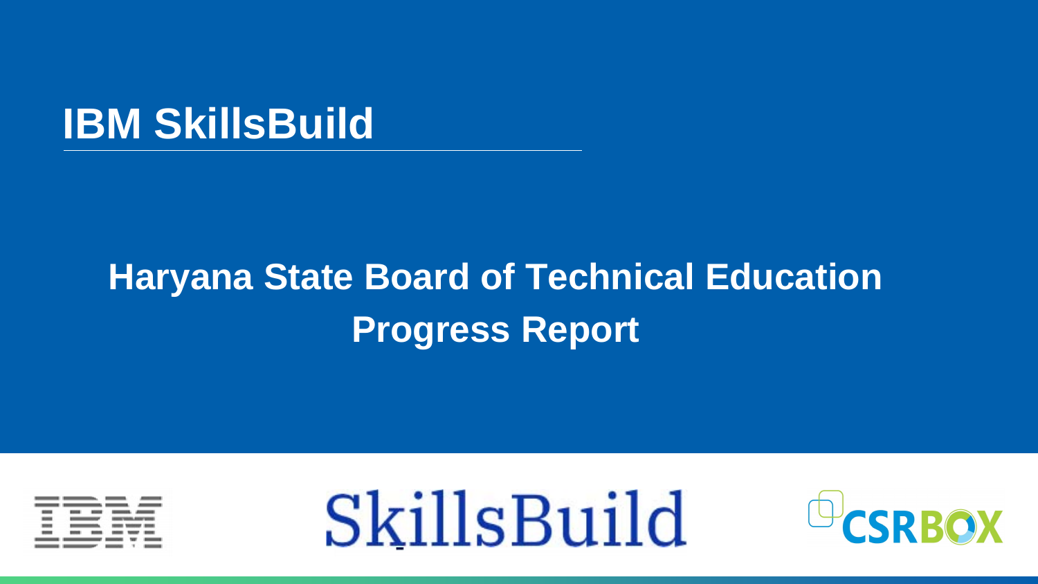# IBM SkillsBuild

## Haryana State Board of Technical Education
## Progress Report

IBM SkillsBuild CSRBOX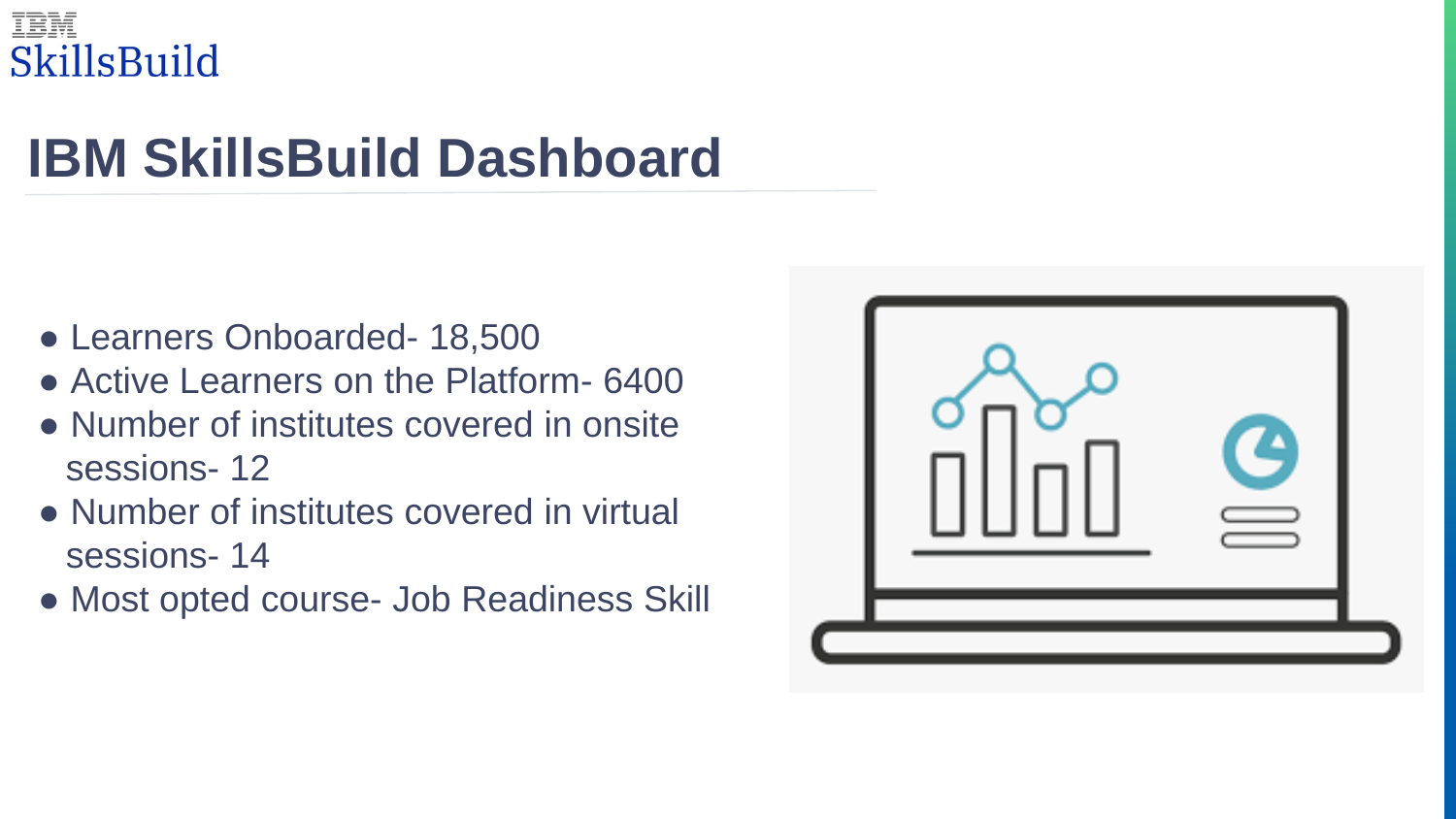# IBM SkillsBuild Dashboard

- Learners Onboarded- 18,500
- Active Learners on the Platform- 6400
- Number of institutes covered in onsite sessions- 12
- Number of institutes covered in virtual sessions- 14
- Most opted course- Job Readiness Skill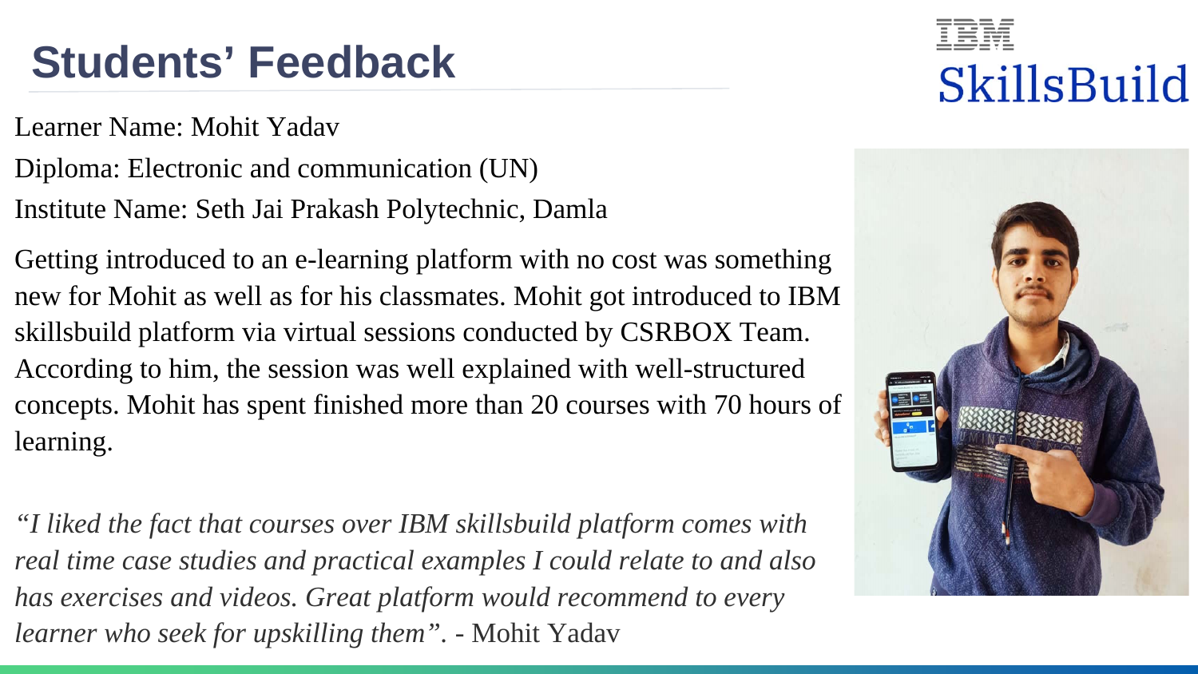# Students' Feedback

IBM SkillsBuild

Learner Name: Mohit Yadav

Diploma: Electronic and communication (UN)

Institute Name: Seth Jai Prakash Polytechnic, Damla

Getting introduced to an e-learning platform with no cost was something new for Mohit as well as for his classmates. Mohit got introduced to IBM skillsbuild platform via virtual sessions conducted by CSRBOX Team. According to him, the session was well explained with well-structured concepts. Mohit has spent finished more than 20 courses with 70 hours of learning.

*"I liked the fact that courses over IBM skillsbuild platform comes with real time case studies and practical examples I could relate to and also has exercises and videos. Great platform would recommend to every learner who seek for upskilling them".* - Mohit Yadav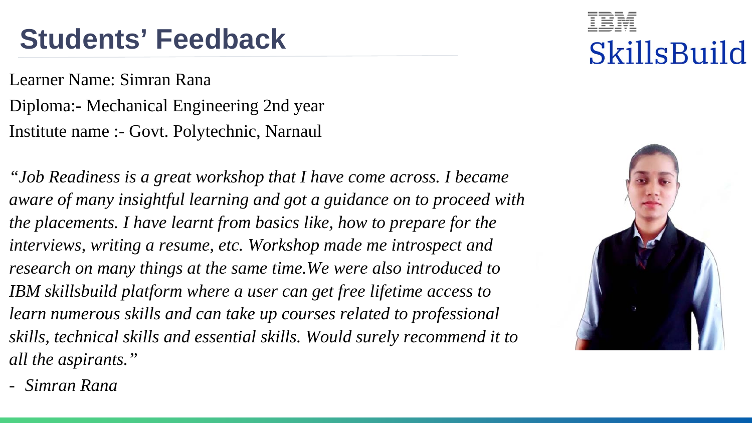# Students' Feedback

IBM SkillsBuild

Learner Name: Simran Rana

Diploma:- Mechanical Engineering 2nd year

Institute name :- Govt. Polytechnic, Narnaul

*"Job Readiness is a great workshop that I have come across. I became aware of many insightful learning and got a guidance on to proceed with the placements. I have learnt from basics like, how to prepare for the interviews, writing a resume, etc. Workshop made me introspect and research on many things at the same time.We were also introduced to IBM skillsbuild platform where a user can get free lifetime access to learn numerous skills and can take up courses related to professional skills, technical skills and essential skills. Would surely recommend it to all the aspirants."*

- *Simran Rana*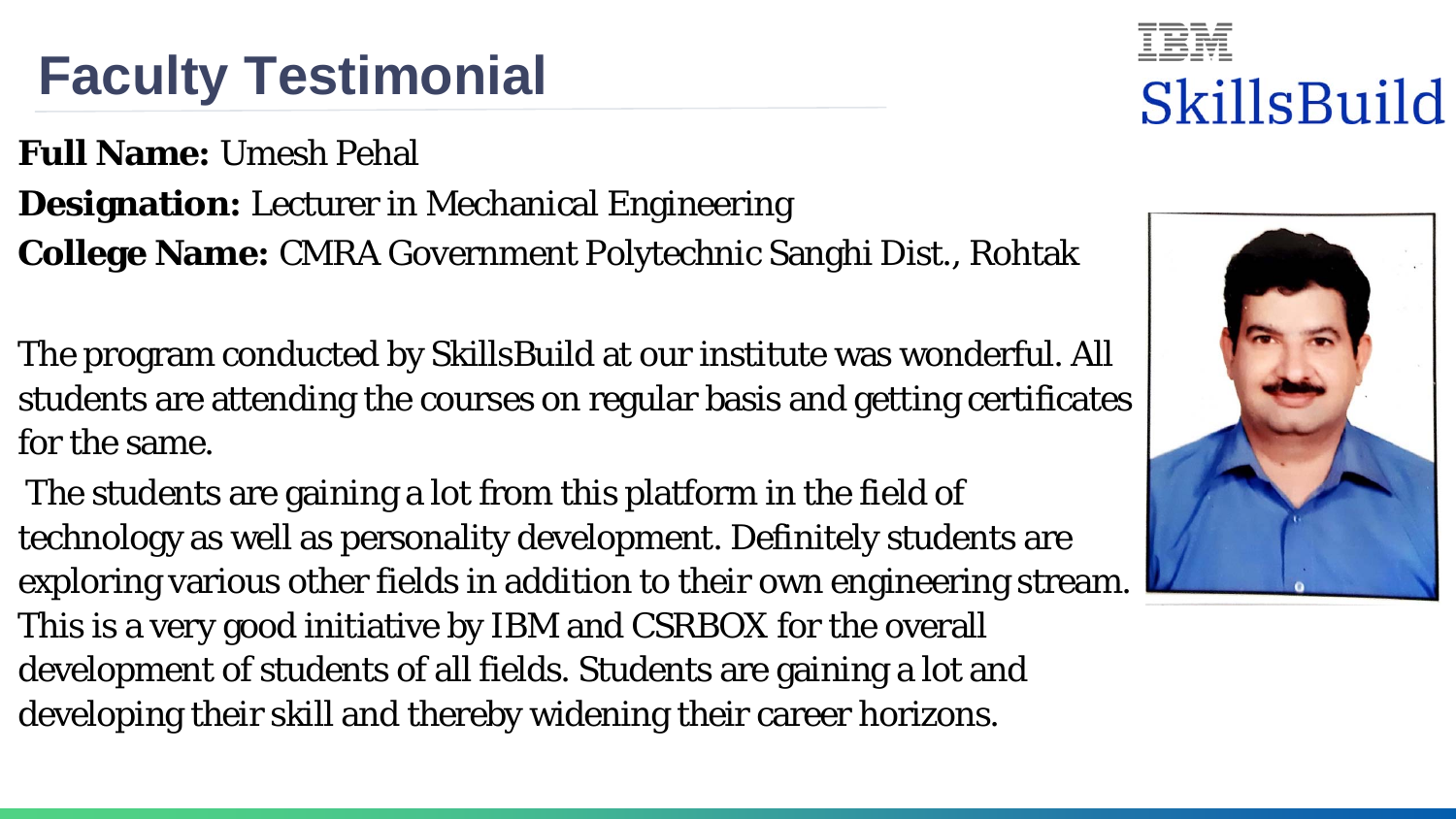# Faculty Testimonial

IBM SkillsBuild

**Full Name:** Umesh Pehal

**Designation:** Lecturer in Mechanical Engineering

**College Name:** CMRA Government Polytechnic Sanghi Dist., Rohtak

The program conducted by SkillsBuild at our institute was wonderful. All students are attending the courses on regular basis and getting certificates for the same.

The students are gaining a lot from this platform in the field of technology as well as personality development. Definitely students are exploring various other fields in addition to their own engineering stream. This is a very good initiative by IBM and CSRBOX for the overall development of students of all fields. Students are gaining a lot and developing their skill and thereby widening their career horizons.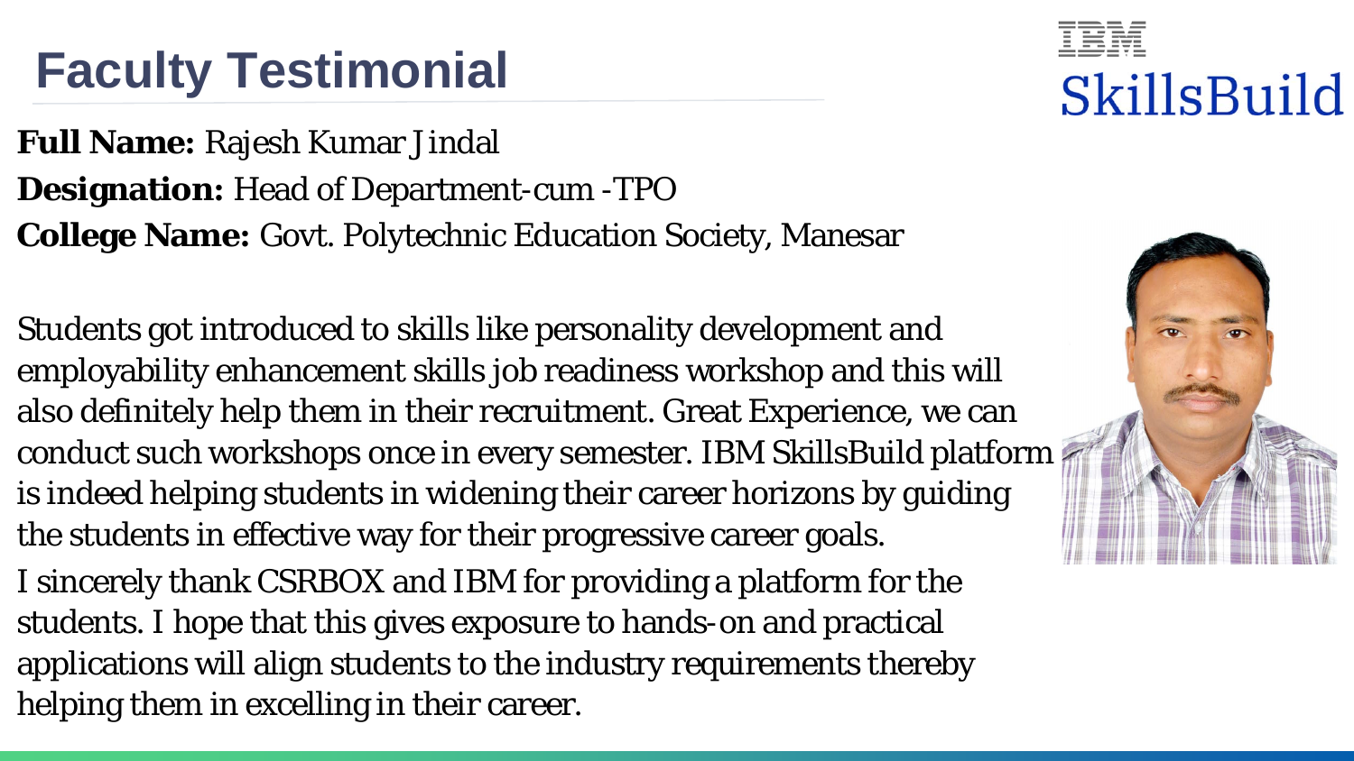# Faculty Testimonial

IBM SkillsBuild

**Full Name:** Rajesh Kumar Jindal

**Designation:** Head of Department-cum -TPO

**College Name:** Govt. Polytechnic Education Society, Manesar

Students got introduced to skills like personality development and employability enhancement skills job readiness workshop and this will also definitely help them in their recruitment. Great Experience, we can conduct such workshops once in every semester. IBM SkillsBuild platform is indeed helping students in widening their career horizons by guiding the students in effective way for their progressive career goals.

I sincerely thank CSRBOX and IBM for providing a platform for the students. I hope that this gives exposure to hands-on and practical applications will align students to the industry requirements thereby helping them in excelling in their career.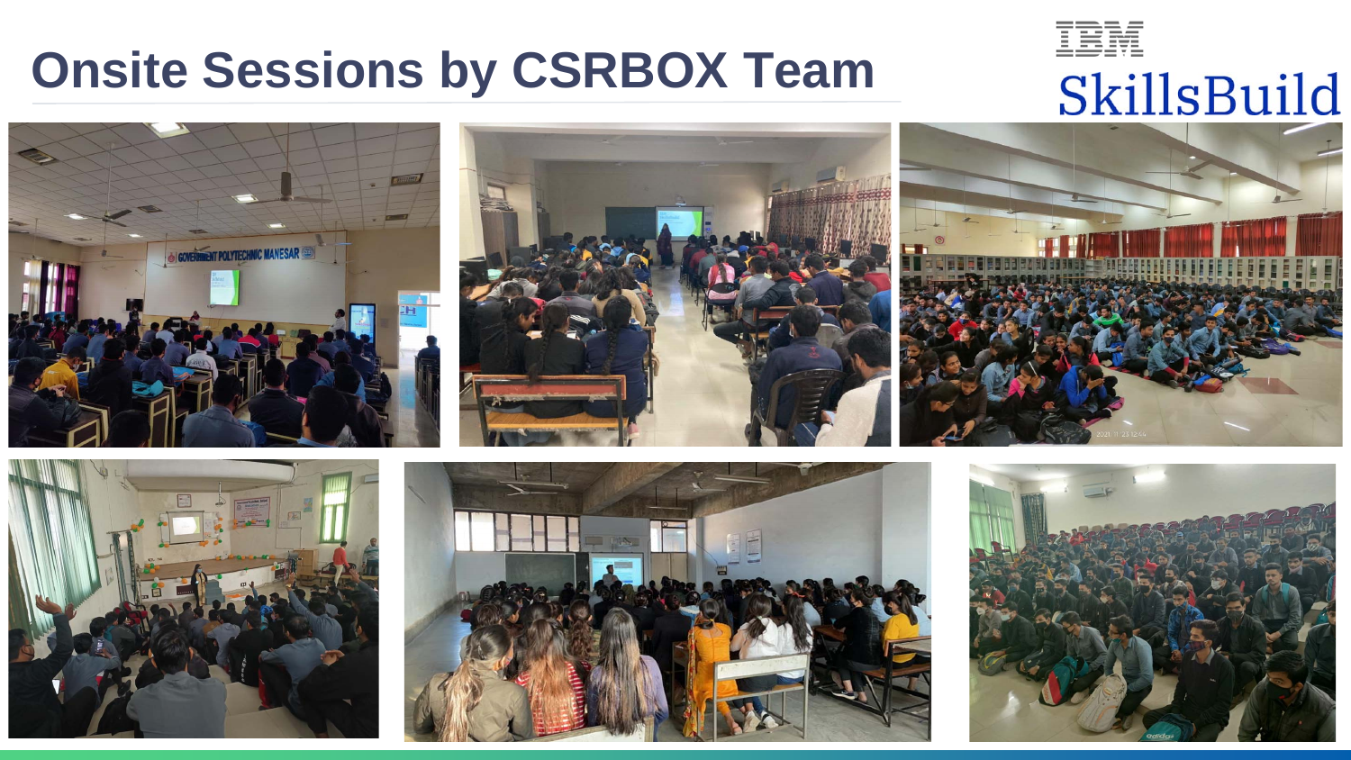# Onsite Sessions by CSRBOX Team

IBM SkillsBuild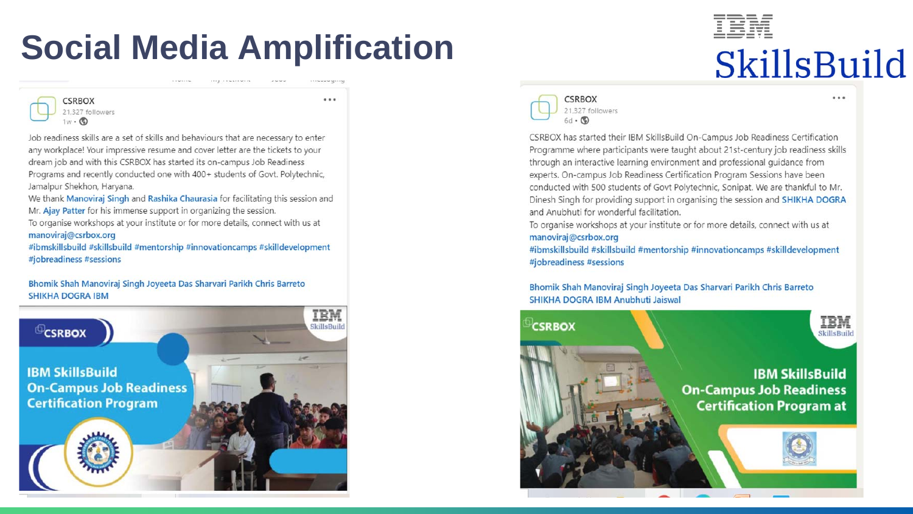# Social Media Amplification

IBM SkillsBuild

**CSRBOX**
21,327 followers
1w •

Job readiness skills are a set of skills and behaviours that are necessary to enter any workplace! Your impressive resume and cover letter are the tickets to your dream job and with this CSRBOX has started its on-campus Job Readiness Programs and recently conducted one with 400+ students of Govt. Polytechnic, Jamalpur Shekhon, Haryana.

We thank Manoviraj Singh and Rashika Chaurasia for facilitating this session and Mr. Ajay Patter for his immense support in organizing the session.

To organise workshops at your institute or for more details, connect with us at manoviraj@csrbox.org

#ibmskillsbuild #skillsbuild #mentorship #innovationcamps #skilldevelopment #jobreadiness #sessions

Bhomik Shah Manoviraj Singh Joyeeta Das Sharvari Parikh Chris Barreto SHIKHA DOGRA IBM

CSRBOX — IBM SkillsBuild — IBM SkillsBuild On-Campus Job Readiness Certification Program

**CSRBOX**
21,327 followers
6d •

CSRBOX has started their IBM SkillsBuild On-Campus Job Readiness Certification Programme where participants were taught about 21st-century job readiness skills through an interactive learning environment and professional guidance from experts. On-campus Job Readiness Certification Program Sessions have been conducted with 500 students of Govt Polytechnic, Sonipat. We are thankful to Mr. Dinesh Singh for providing support in organising the session and SHIKHA DOGRA and Anubhuti for wonderful facilitation.

To organise workshops at your institute or for more details, connect with us at manoviraj@csrbox.org

#ibmskillsbuild #skillsbuild #mentorship #innovationcamps #skilldevelopment #jobreadiness #sessions

Bhomik Shah Manoviraj Singh Joyeeta Das Sharvari Parikh Chris Barreto SHIKHA DOGRA IBM Anubhuti Jaiswal

CSRBOX — IBM SkillsBuild — IBM SkillsBuild On-Campus Job Readiness Certification Program at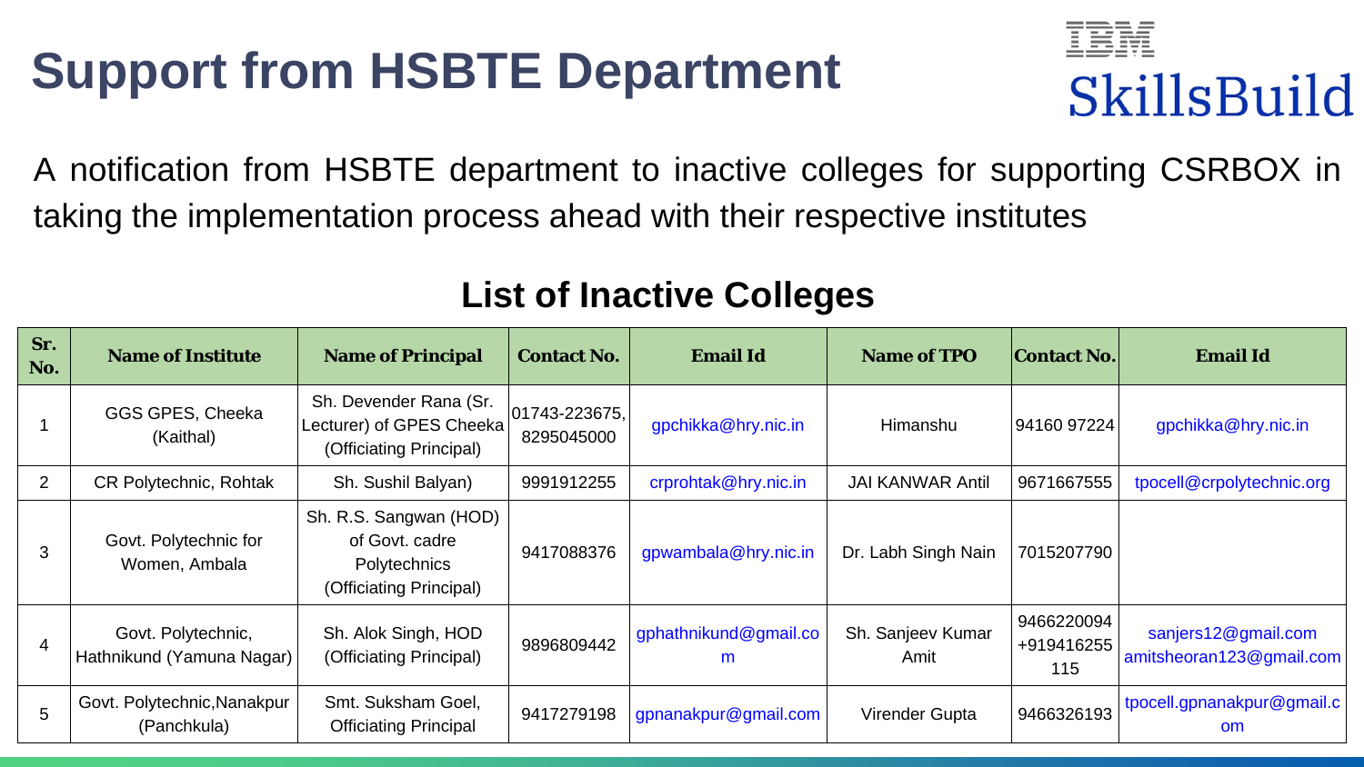# Support from HSBTE Department

IBM SkillsBuild

A notification from HSBTE department to inactive colleges for supporting CSRBOX in taking the implementation process ahead with their respective institutes

## List of Inactive Colleges

| Sr. No. | Name of Institute | Name of Principal | Contact No. | Email Id | Name of TPO | Contact No. | Email Id |
|---|---|---|---|---|---|---|---|
| 1 | GGS GPES, Cheeka (Kaithal) | Sh. Devender Rana (Sr. Lecturer) of GPES Cheeka (Officiating Principal) | 01743-223675, 8295045000 | gpchikka@hry.nic.in | Himanshu | 94160 97224 | gpchikka@hry.nic.in |
| 2 | CR Polytechnic, Rohtak | Sh. Sushil Balyan) | 9991912255 | crprohtak@hry.nic.in | JAI KANWAR Antil | 9671667555 | tpocell@crpolytechnic.org |
| 3 | Govt. Polytechnic for Women, Ambala | Sh. R.S. Sangwan (HOD) of Govt. cadre Polytechnics (Officiating Principal) | 9417088376 | gpwambala@hry.nic.in | Dr. Labh Singh Nain | 7015207790 | |
| 4 | Govt. Polytechnic, Hathnikund (Yamuna Nagar) | Sh. Alok Singh, HOD (Officiating Principal) | 9896809442 | gphathnikund@gmail.com | Sh. Sanjeev Kumar Amit | 9466220094 +919416255115 | sanjers12@gmail.com amitsheoran123@gmail.com |
| 5 | Govt. Polytechnic,Nanakpur (Panchkula) | Smt. Suksham Goel, Officiating Principal | 9417279198 | gpnanakpur@gmail.com | Virender Gupta | 9466326193 | tpocell.gpnanakpur@gmail.com |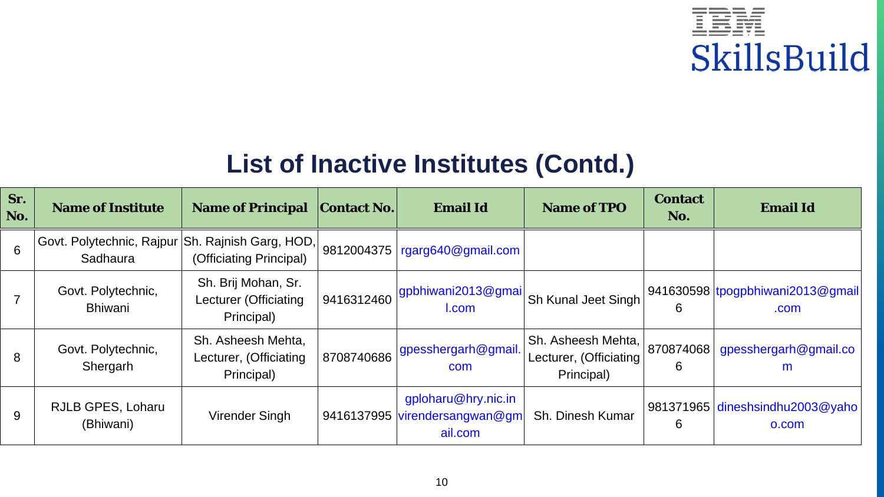## List of Inactive Institutes (Contd.)

| Sr. No. | Name of Institute | Name of Principal | Contact No. | Email Id | Name of TPO | Contact No. | Email Id |
|---|---|---|---|---|---|---|---|
| 6 | Govt. Polytechnic, Rajpur Sadhaura | Sh. Rajnish Garg, HOD, (Officiating Principal) | 9812004375 | rgarg640@gmail.com | | | |
| 7 | Govt. Polytechnic, Bhiwani | Sh. Brij Mohan, Sr. Lecturer (Officiating Principal) | 9416312460 | gpbhiwani2013@gmail.com | Sh Kunal Jeet Singh | 9416305986 | tpogpbhiwani2013@gmail.com |
| 8 | Govt. Polytechnic, Shergarh | Sh. Asheesh Mehta, Lecturer, (Officiating Principal) | 8708740686 | gpesshergarh@gmail.com | Sh. Asheesh Mehta, Lecturer, (Officiating Principal) | 8708740686 | gpesshergarh@gmail.com |
| 9 | RJLB GPES, Loharu (Bhiwani) | Virender Singh | 9416137995 | gploharu@hry.nic.in virendersangwan@gmail.com | Sh. Dinesh Kumar | 9813719656 | dineshsindhu2003@yahoo.com |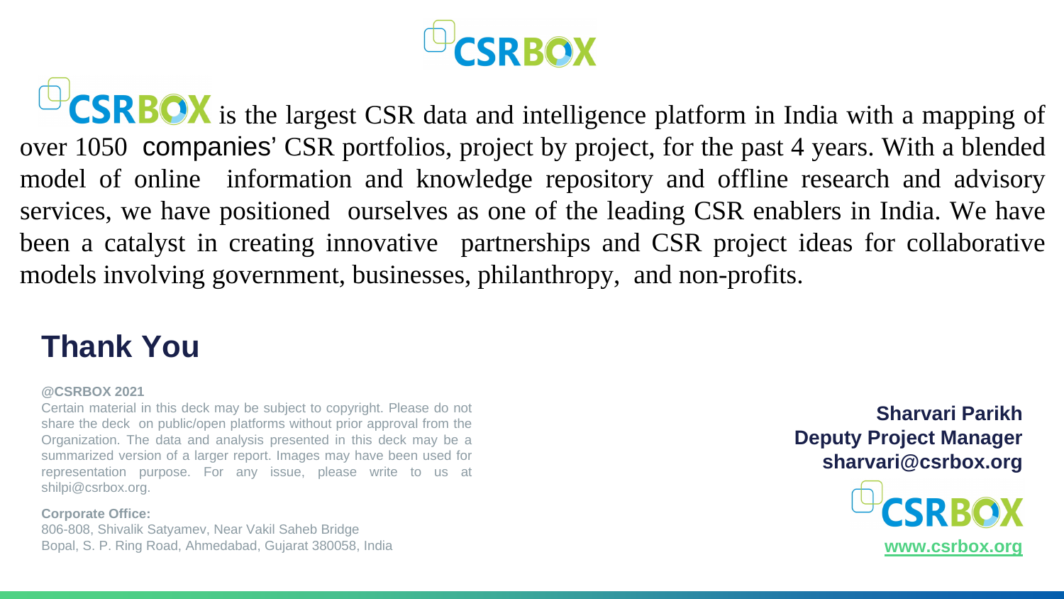CSRBOX is the largest CSR data and intelligence platform in India with a mapping of over 1050 companies' CSR portfolios, project by project, for the past 4 years. With a blended model of online information and knowledge repository and offline research and advisory services, we have positioned ourselves as one of the leading CSR enablers in India. We have been a catalyst in creating innovative partnerships and CSR project ideas for collaborative models involving government, businesses, philanthropy, and non-profits.

# Thank You

**@CSRBOX 2021**

Certain material in this deck may be subject to copyright. Please do not share the deck on public/open platforms without prior approval from the Organization. The data and analysis presented in this deck may be a summarized version of a larger report. Images may have been used for representation purpose. For any issue, please write to us at shilpi@csrbox.org.

**Corporate Office:**

806-808, Shivalik Satyamev, Near Vakil Saheb Bridge
Bopal, S. P. Ring Road, Ahmedabad, Gujarat 380058, India

**Sharvari Parikh**
**Deputy Project Manager**
**sharvari@csrbox.org**

CSRBOX

**www.csrbox.org**